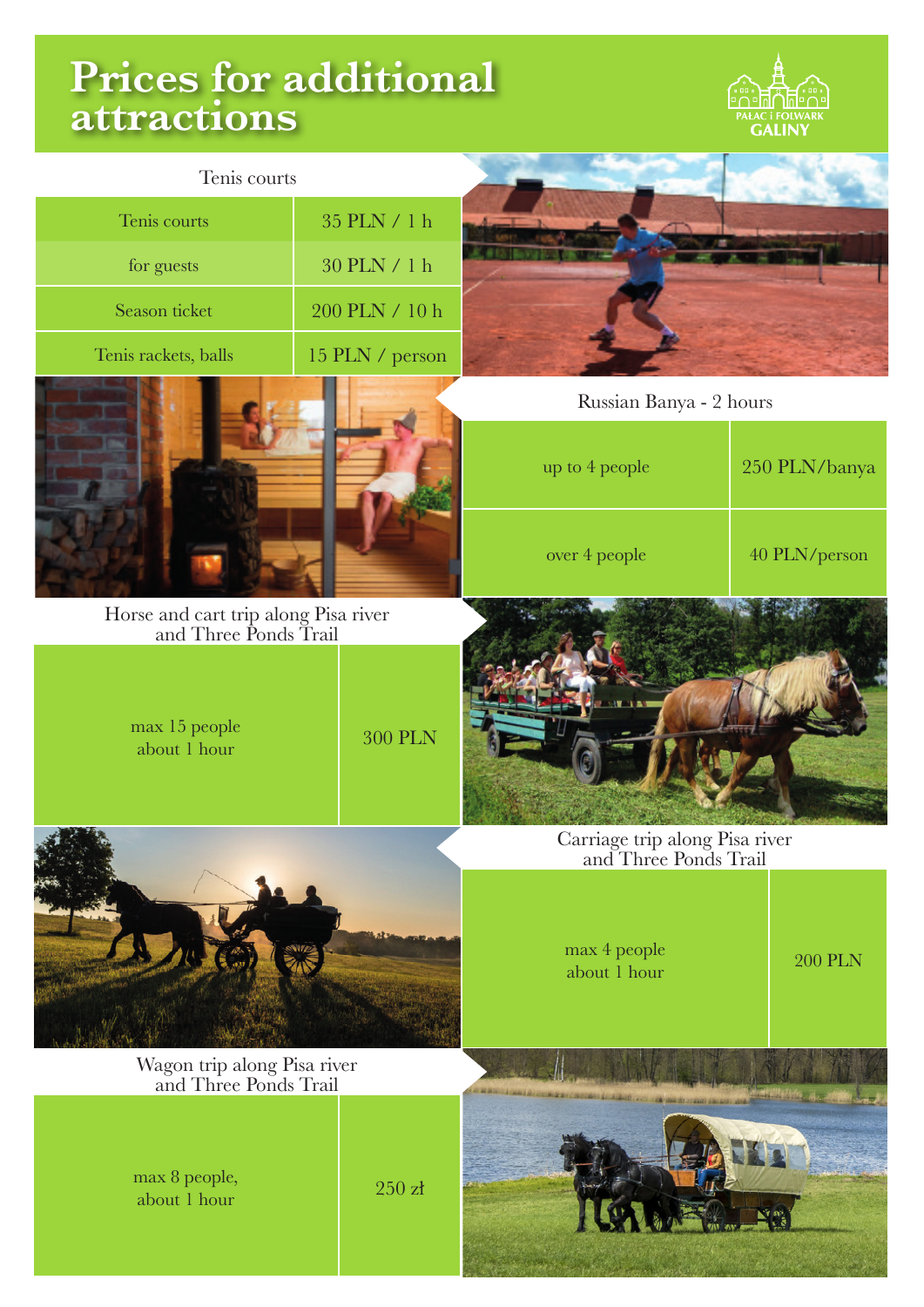# Prices for additional attractions

PAŁAC i FOLWARK GALINY

## Tenis courts

| Tenis courts | 35 PLN / 1 h |
| --- | --- |
| for guests | 30 PLN / 1 h |
| Season ticket | 200 PLN / 10 h |
| Tenis rackets, balls | 15 PLN / person |

## Russian Banya - 2 hours

| up to 4 people | 250 PLN/banya |
| --- | --- |
| over 4 people | 40 PLN/person |

## Horse and cart trip along Pisa river and Three Ponds Trail

| max 15 people about 1 hour | 300 PLN |
| --- | --- |

## Carriage trip along Pisa river and Three Ponds Trail

| max 4 people about 1 hour | 200 PLN |
| --- | --- |

## Wagon trip along Pisa river and Three Ponds Trail

| max 8 people, about 1 hour | 250 zł |
| --- | --- |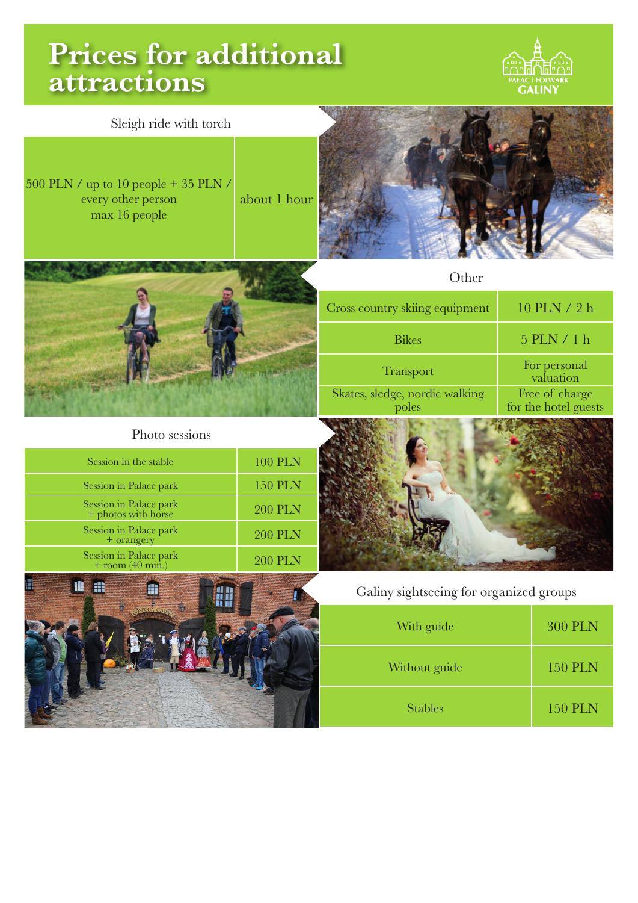# Prices for additional attractions

PAŁAC i FOLWARK GALINY

## Sleigh ride with torch

| | |
|---|---|
| 500 PLN / up to 10 people + 35 PLN / every other person max 16 people | about 1 hour |

## Other

| | |
|---|---|
| Cross country skiing equipment | 10 PLN / 2 h |
| Bikes | 5 PLN / 1 h |
| Transport | For personal valuation |
| Skates, sledge, nordic walking poles | Free of charge for the hotel guests |

## Photo sessions

| | |
|---|---|
| Session in the stable | 100 PLN |
| Session in Palace park | 150 PLN |
| Session in Palace park + photos with horse | 200 PLN |
| Session in Palace park + orangery | 200 PLN |
| Session in Palace park + room (40 min.) | 200 PLN |

## Galiny sightseeing for organized groups

| | |
|---|---|
| With guide | 300 PLN |
| Without guide | 150 PLN |
| Stables | 150 PLN |